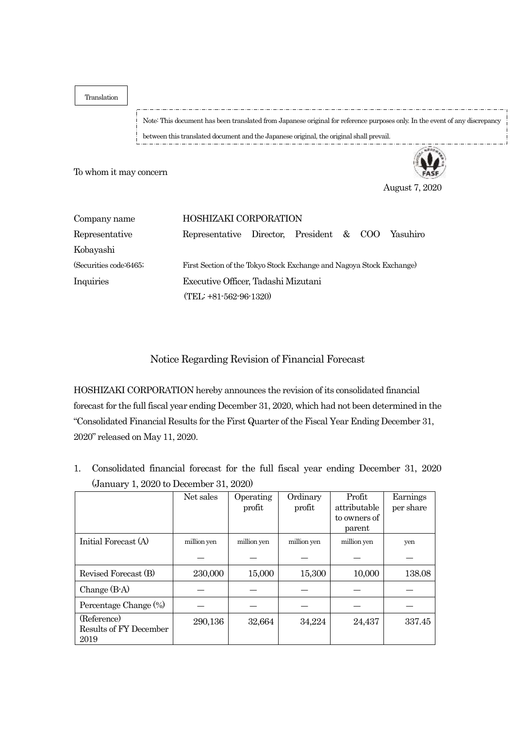Translation

Note: This document has been translated from Japanese original for reference purposes only. In the event of any discrepancy between this translated document and the Japanese original, the original shall prevail.

To whom it may concern

August 7, 2020

| | |
|---|---|
| Company name | HOSHIZAKI CORPORATION |
| Representative | Representative Director, President & COO Yasuhiro Kobayashi |
| (Securities code:6465; | First Section of the Tokyo Stock Exchange and Nagoya Stock Exchange) |
| Inquiries | Executive Officer, Tadashi Mizutani |
| | (TEL: +81-562-96-1320) |

## Notice Regarding Revision of Financial Forecast

HOSHIZAKI CORPORATION hereby announces the revision of its consolidated financial forecast for the full fiscal year ending December 31, 2020, which had not been determined in the "Consolidated Financial Results for the First Quarter of the Fiscal Year Ending December 31, 2020" released on May 11, 2020.

1. Consolidated financial forecast for the full fiscal year ending December 31, 2020 (January 1, 2020 to December 31, 2020)

| | Net sales | Operating profit | Ordinary profit | Profit attributable to owners of parent | Earnings per share |
|---|---|---|---|---|---|
| Initial Forecast (A) | million yen<br>— | million yen<br>— | million yen<br>— | million yen<br>— | yen<br>— |
| Revised Forecast (B) | 230,000 | 15,000 | 15,300 | 10,000 | 138.08 |
| Change (B-A) | — | — | — | — | — |
| Percentage Change (%) | — | — | — | — | — |
| (Reference) Results of FY December 2019 | 290,136 | 32,664 | 34,224 | 24,437 | 337.45 |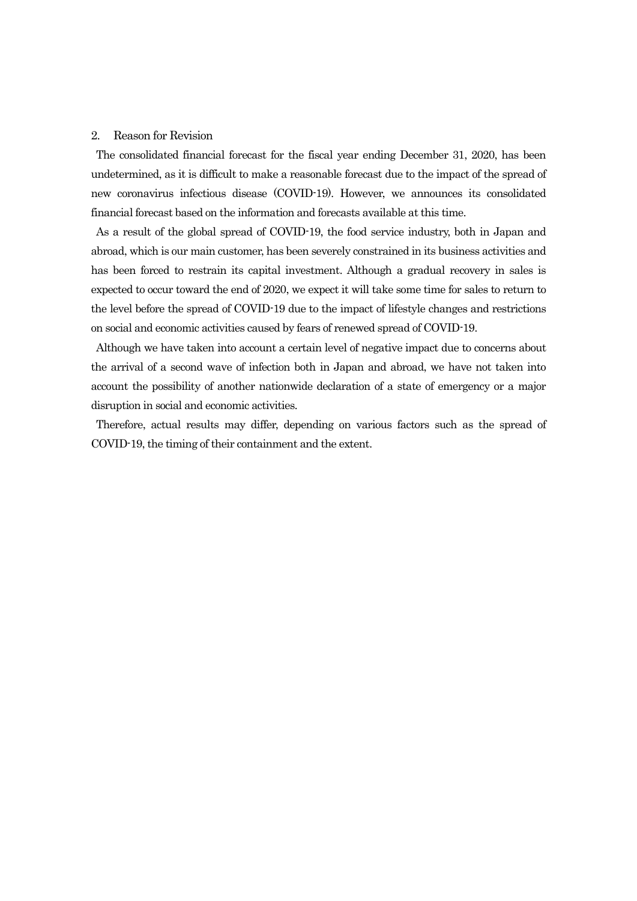## 2. Reason for Revision

The consolidated financial forecast for the fiscal year ending December 31, 2020, has been undetermined, as it is difficult to make a reasonable forecast due to the impact of the spread of new coronavirus infectious disease (COVID-19). However, we announces its consolidated financial forecast based on the information and forecasts available at this time.

As a result of the global spread of COVID-19, the food service industry, both in Japan and abroad, which is our main customer, has been severely constrained in its business activities and has been forced to restrain its capital investment. Although a gradual recovery in sales is expected to occur toward the end of 2020, we expect it will take some time for sales to return to the level before the spread of COVID-19 due to the impact of lifestyle changes and restrictions on social and economic activities caused by fears of renewed spread of COVID-19.

Although we have taken into account a certain level of negative impact due to concerns about the arrival of a second wave of infection both in Japan and abroad, we have not taken into account the possibility of another nationwide declaration of a state of emergency or a major disruption in social and economic activities.

Therefore, actual results may differ, depending on various factors such as the spread of COVID-19, the timing of their containment and the extent.